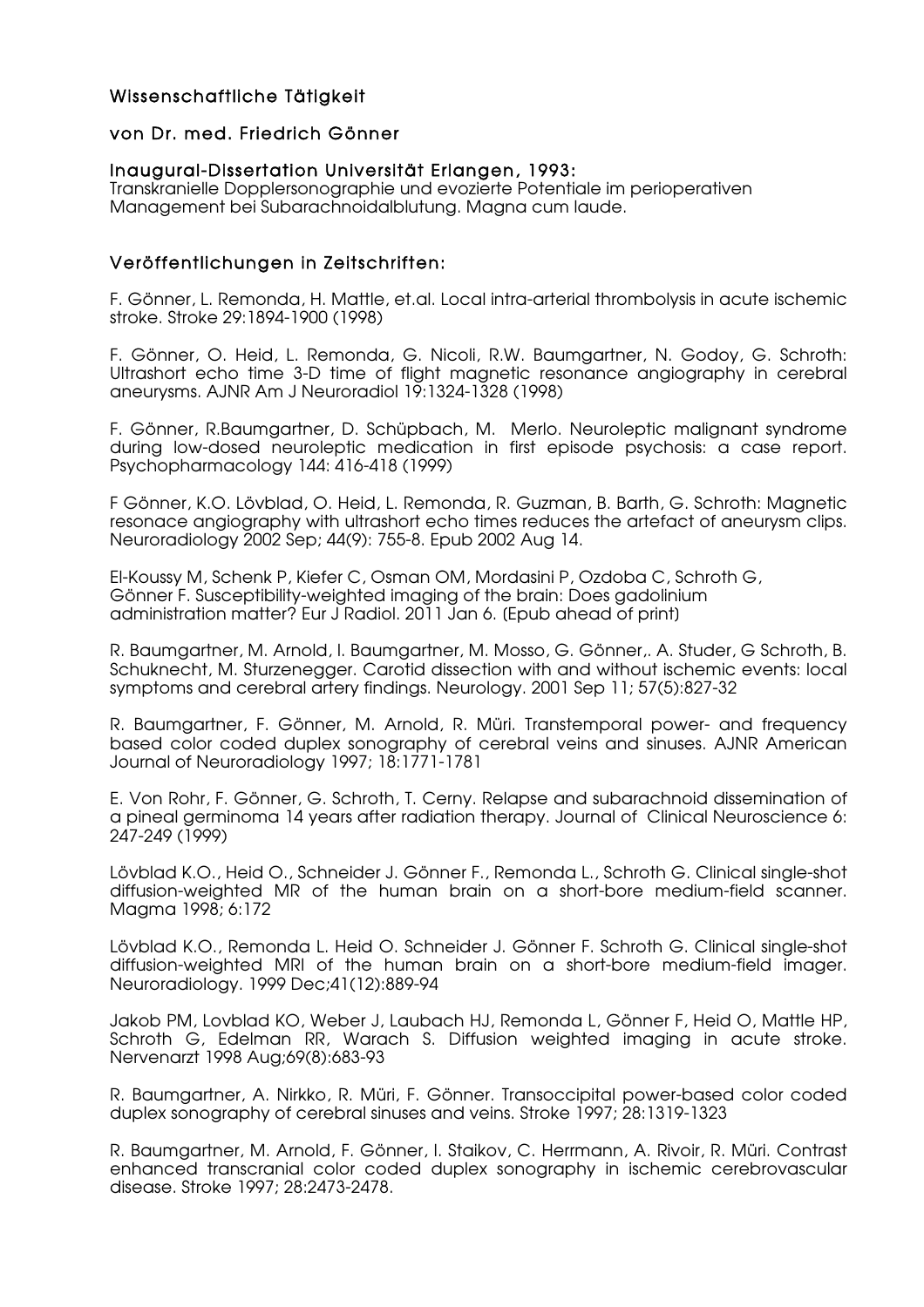## Wissenschaftliche Tätigkeit

### von Dr. med. Friedrich Gönner

**Inaugural-Dissertation Universität Erlangen, 1993:**
Transkranielle Dopplersonographie und evozierte Potentiale im perioperativen Management bei Subarachnoidalblutung. Magna cum laude.

### Veröffentlichungen in Zeitschriften:

F. Gönner, L. Remonda, H. Mattle, et.al. Local intra-arterial thrombolysis in acute ischemic stroke. Stroke 29:1894-1900 (1998)

F. Gönner, O. Heid, L. Remonda, G. Nicoli, R.W. Baumgartner, N. Godoy, G. Schroth: Ultrashort echo time 3-D time of flight magnetic resonance angiography in cerebral aneurysms. AJNR Am J Neuroradiol 19:1324-1328 (1998)

F. Gönner, R.Baumgartner, D. Schüpbach, M. Merlo. Neuroleptic malignant syndrome during low-dosed neuroleptic medication in first episode psychosis: a case report. Psychopharmacology 144: 416-418 (1999)

F Gönner, K.O. Lövblad, O. Heid, L. Remonda, R. Guzman, B. Barth, G. Schroth: Magnetic resonace angiography with ultrashort echo times reduces the artefact of aneurysm clips. Neuroradiology 2002 Sep; 44(9): 755-8. Epub 2002 Aug 14.

El-Koussy M, Schenk P, Kiefer C, Osman OM, Mordasini P, Ozdoba C, Schroth G, Gönner F. Susceptibility-weighted imaging of the brain: Does gadolinium administration matter? Eur J Radiol. 2011 Jan 6. (Epub ahead of print)

R. Baumgartner, M. Arnold, I. Baumgartner, M. Mosso, G. Gönner,. A. Studer, G Schroth, B. Schuknecht, M. Sturzenegger. Carotid dissection with and without ischemic events: local symptoms and cerebral artery findings. Neurology. 2001 Sep 11; 57(5):827-32

R. Baumgartner, F. Gönner, M. Arnold, R. Müri. Transtemporal power- and frequency based color coded duplex sonography of cerebral veins and sinuses. AJNR American Journal of Neuroradiology 1997; 18:1771-1781

E. Von Rohr, F. Gönner, G. Schroth, T. Cerny. Relapse and subarachnoid dissemination of a pineal germinoma 14 years after radiation therapy. Journal of Clinical Neuroscience 6: 247-249 (1999)

Lövblad K.O., Heid O., Schneider J. Gönner F., Remonda L., Schroth G. Clinical single-shot diffusion-weighted MR of the human brain on a short-bore medium-field scanner. Magma 1998; 6:172

Lövblad K.O., Remonda L. Heid O. Schneider J. Gönner F. Schroth G. Clinical single-shot diffusion-weighted MRI of the human brain on a short-bore medium-field imager. Neuroradiology. 1999 Dec;41(12):889-94

Jakob PM, Lovblad KO, Weber J, Laubach HJ, Remonda L, Gönner F, Heid O, Mattle HP, Schroth G, Edelman RR, Warach S. Diffusion weighted imaging in acute stroke. Nervenarzt 1998 Aug;69(8):683-93

R. Baumgartner, A. Nirkko, R. Müri, F. Gönner. Transoccipital power-based color coded duplex sonography of cerebral sinuses and veins. Stroke 1997; 28:1319-1323

R. Baumgartner, M. Arnold, F. Gönner, I. Staikov, C. Herrmann, A. Rivoir, R. Müri. Contrast enhanced transcranial color coded duplex sonography in ischemic cerebrovascular disease. Stroke 1997; 28:2473-2478.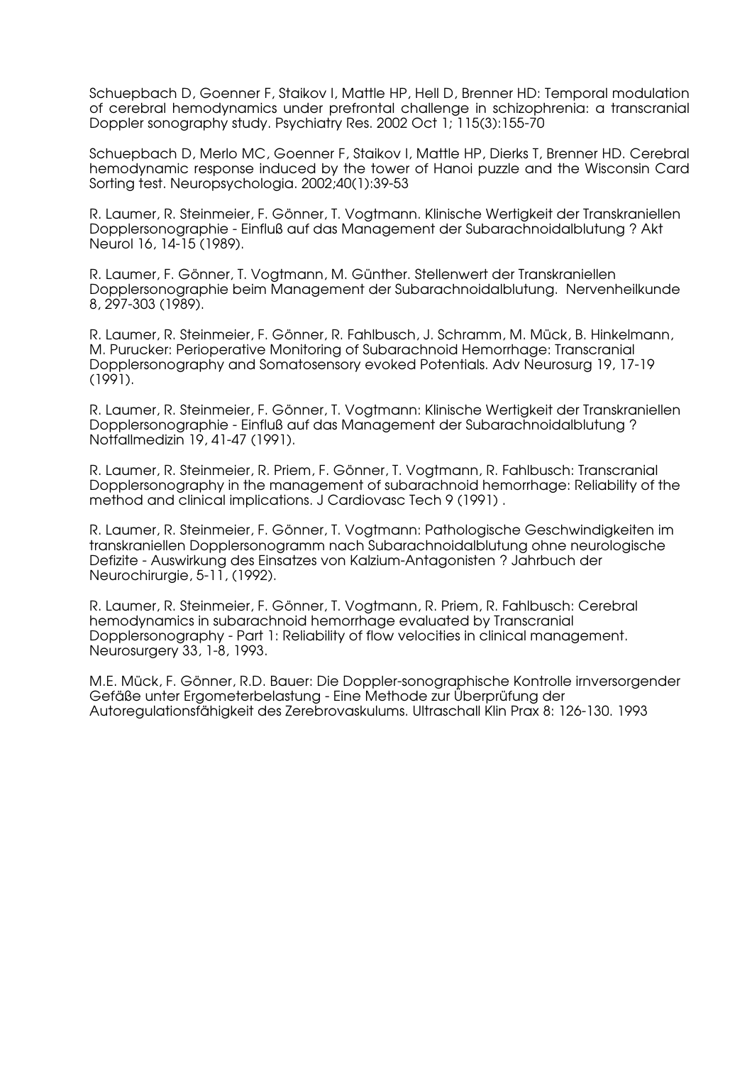Schuepbach D, Goenner F, Staikov I, Mattle HP, Hell D, Brenner HD: Temporal modulation of cerebral hemodynamics under prefrontal challenge in schizophrenia: a transcranial Doppler sonography study. Psychiatry Res. 2002 Oct 1; 115(3):155-70

Schuepbach D, Merlo MC, Goenner F, Staikov I, Mattle HP, Dierks T, Brenner HD. Cerebral hemodynamic response induced by the tower of Hanoi puzzle and the Wisconsin Card Sorting test. Neuropsychologia. 2002;40(1):39-53

R. Laumer, R. Steinmeier, F. Gönner, T. Vogtmann. Klinische Wertigkeit der Transkraniellen Dopplersonographie - Einfluß auf das Management der Subarachnoidalblutung ? Akt Neurol 16, 14-15 (1989).

R. Laumer, F. Gönner, T. Vogtmann, M. Günther. Stellenwert der Transkraniellen Dopplersonographie beim Management der Subarachnoidalblutung. Nervenheilkunde 8, 297-303 (1989).

R. Laumer, R. Steinmeier, F. Gönner, R. Fahlbusch, J. Schramm, M. Mück, B. Hinkelmann, M. Purucker: Perioperative Monitoring of Subarachnoid Hemorrhage: Transcranial Dopplersonography and Somatosensory evoked Potentials. Adv Neurosurg 19, 17-19 (1991).

R. Laumer, R. Steinmeier, F. Gönner, T. Vogtmann: Klinische Wertigkeit der Transkraniellen Dopplersonographie - Einfluß auf das Management der Subarachnoidalblutung ? Notfallmedizin 19, 41-47 (1991).

R. Laumer, R. Steinmeier, R. Priem, F. Gönner, T. Vogtmann, R. Fahlbusch: Transcranial Dopplersonography in the management of subarachnoid hemorrhage: Reliability of the method and clinical implications. J Cardiovasc Tech 9 (1991) .

R. Laumer, R. Steinmeier, F. Gönner, T. Vogtmann: Pathologische Geschwindigkeiten im transkraniellen Dopplersonogramm nach Subarachnoidalblutung ohne neurologische Defizite - Auswirkung des Einsatzes von Kalzium-Antagonisten ? Jahrbuch der Neurochirurgie, 5-11, (1992).

R. Laumer, R. Steinmeier, F. Gönner, T. Vogtmann, R. Priem, R. Fahlbusch: Cerebral hemodynamics in subarachnoid hemorrhage evaluated by Transcranial Dopplersonography - Part 1: Reliability of flow velocities in clinical management. Neurosurgery 33, 1-8, 1993.

M.E. Mück, F. Gönner, R.D. Bauer: Die Doppler-sonographische Kontrolle irnversorgender Gefäße unter Ergometerbelastung - Eine Methode zur Überprüfung der Autoregulationsfähigkeit des Zerebrovaskulums. Ultraschall Klin Prax 8: 126-130. 1993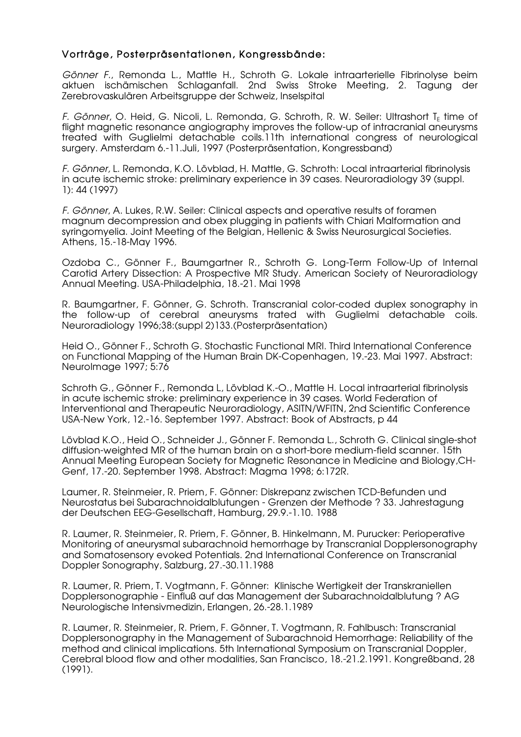## Vorträge, Posterpräsentationen, Kongressbände:

*Gönner F.*, Remonda L., Mattle H., Schroth G. Lokale intraarterielle Fibrinolyse beim aktuen ischämischen Schlaganfall. 2nd Swiss Stroke Meeting, 2. Tagung der Zerebrovaskulären Arbeitsgruppe der Schweiz, Inselspital

*F. Gönner*, O. Heid, G. Nicoli, L. Remonda, G. Schroth, R. W. Seiler: Ultrashort $T_E$ time of flight magnetic resonance angiography improves the follow-up of intracranial aneurysms treated with Guglielmi detachable coils.11th international congress of neurological surgery. Amsterdam 6.-11.Juli, 1997 (Posterpräsentation, Kongressband)

*F. Gönner,* L. Remonda, K.O. Lövblad, H. Mattle, G. Schroth: Local intraarterial fibrinolysis in acute ischemic stroke: preliminary experience in 39 cases. Neuroradiology 39 (suppl. 1): 44 (1997)

*F. Gönner*, A. Lukes, R.W. Seiler: Clinical aspects and operative results of foramen magnum decompression and obex plugging in patients with Chiari Malformation and syringomyelia. Joint Meeting of the Belgian, Hellenic & Swiss Neurosurgical Societies. Athens, 15.-18-May 1996.

Ozdoba C., Gönner F., Baumgartner R., Schroth G. Long-Term Follow-Up of Internal Carotid Artery Dissection: A Prospective MR Study. American Society of Neuroradiology Annual Meeting. USA-Philadelphia, 18.-21. Mai 1998

R. Baumgartner, F. Gönner, G. Schroth. Transcranial color-coded duplex sonography in the follow-up of cerebral aneurysms trated with Guglielmi detachable coils. Neuroradiology 1996;38:(suppl 2)133.(Posterpräsentation)

Heid O., Gönner F., Schroth G. Stochastic Functional MRI. Third International Conference on Functional Mapping of the Human Brain DK-Copenhagen, 19.-23. Mai 1997. Abstract: NeuroImage 1997; 5:76

Schroth G., Gönner F., Remonda L, Lövblad K.-O., Mattle H. Local intraarterial fibrinolysis in acute ischemic stroke: preliminary experience in 39 cases. World Federation of Interventional and Therapeutic Neuroradiology, ASITN/WFITN, 2nd Scientific Conference USA-New York, 12.-16. September 1997. Abstract: Book of Abstracts, p 44

Lövblad K.O., Heid O., Schneider J., Gönner F. Remonda L., Schroth G. Clinical single-shot diffusion-weighted MR of the human brain on a short-bore medium-field scanner. 15th Annual Meeting European Society for Magnetic Resonance in Medicine and Biology,CH-Genf, 17.-20. September 1998. Abstract: Magma 1998; 6:172R.

Laumer, R. Steinmeier, R. Priem, F. Gönner: Diskrepanz zwischen TCD-Befunden und Neurostatus bei Subarachnoidalblutungen - Grenzen der Methode ? 33. Jahrestagung der Deutschen EEG-Gesellschaft, Hamburg, 29.9.-1.10. 1988

R. Laumer, R. Steinmeier, R. Priem, F. Gönner, B. Hinkelmann, M. Purucker: Perioperative Monitoring of aneurysmal subarachnoid hemorrhage by Transcranial Dopplersonography and Somatosensory evoked Potentials. 2nd International Conference on Transcranial Doppler Sonography, Salzburg, 27.-30.11.1988

R. Laumer, R. Priem, T. Vogtmann, F. Gönner: Klinische Wertigkeit der Transkraniellen Dopplersonographie - Einfluß auf das Management der Subarachnoidalblutung ? AG Neurologische Intensivmedizin, Erlangen, 26.-28.1.1989

R. Laumer, R. Steinmeier, R. Priem, F. Gönner, T. Vogtmann, R. Fahlbusch: Transcranial Dopplersonography in the Management of Subarachnoid Hemorrhage: Reliability of the method and clinical implications. 5th International Symposium on Transcranial Doppler, Cerebral blood flow and other modalities, San Francisco, 18.-21.2.1991. Kongreßband, 28 (1991).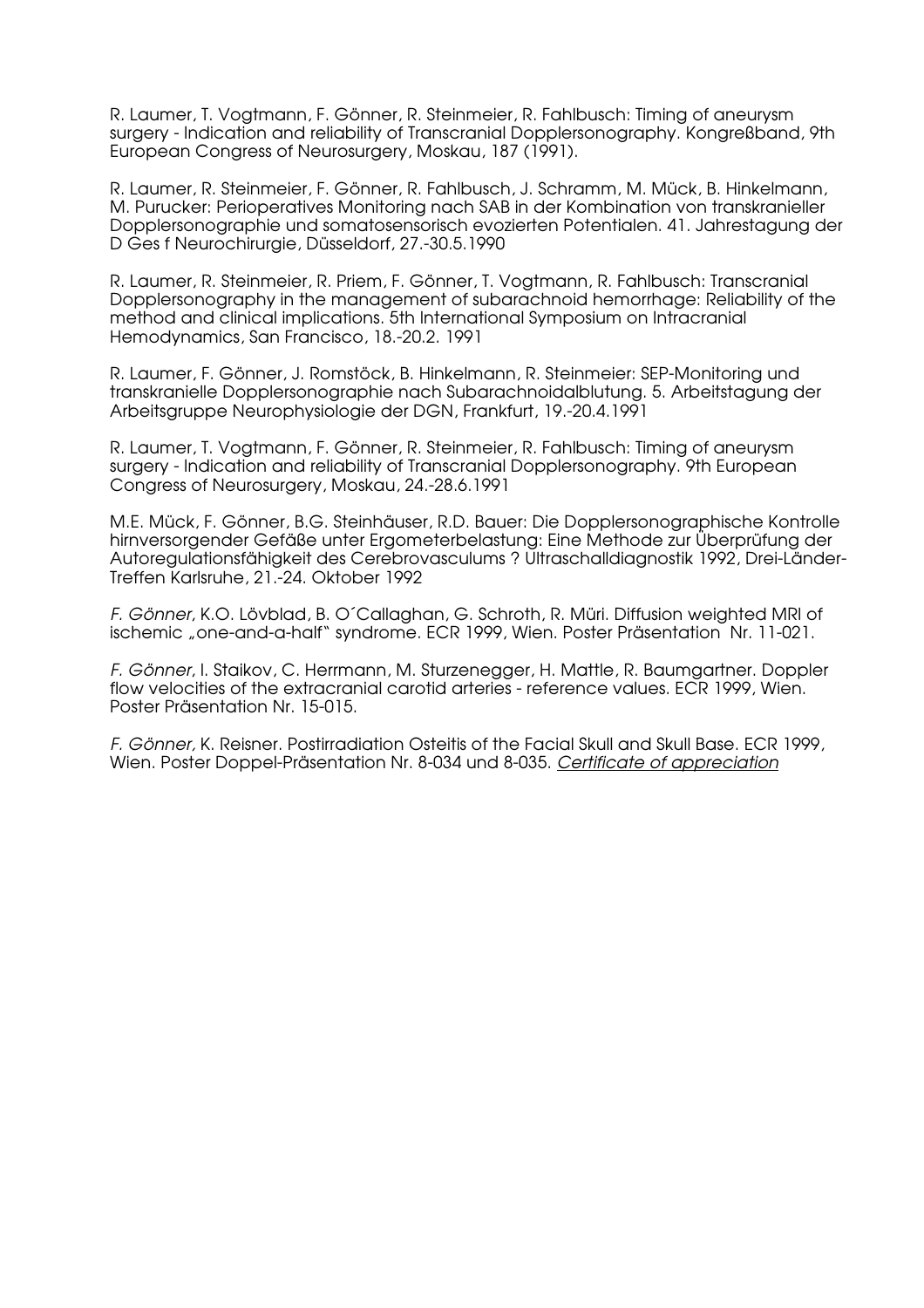R. Laumer, T. Vogtmann, F. Gönner, R. Steinmeier, R. Fahlbusch: Timing of aneurysm surgery - Indication and reliability of Transcranial Dopplersonography. Kongreßband, 9th European Congress of Neurosurgery, Moskau, 187 (1991).

R. Laumer, R. Steinmeier, F. Gönner, R. Fahlbusch, J. Schramm, M. Mück, B. Hinkelmann, M. Purucker: Perioperatives Monitoring nach SAB in der Kombination von transkranieller Dopplersonographie und somatosensorisch evozierten Potentialen. 41. Jahrestagung der D Ges f Neurochirurgie, Düsseldorf, 27.-30.5.1990

R. Laumer, R. Steinmeier, R. Priem, F. Gönner, T. Vogtmann, R. Fahlbusch: Transcranial Dopplersonography in the management of subarachnoid hemorrhage: Reliability of the method and clinical implications. 5th International Symposium on Intracranial Hemodynamics, San Francisco, 18.-20.2. 1991

R. Laumer, F. Gönner, J. Romstöck, B. Hinkelmann, R. Steinmeier: SEP-Monitoring und transkranielle Dopplersonographie nach Subarachnoidalblutung. 5. Arbeitstagung der Arbeitsgruppe Neurophysiologie der DGN, Frankfurt, 19.-20.4.1991

R. Laumer, T. Vogtmann, F. Gönner, R. Steinmeier, R. Fahlbusch: Timing of aneurysm surgery - Indication and reliability of Transcranial Dopplersonography. 9th European Congress of Neurosurgery, Moskau, 24.-28.6.1991

M.E. Mück, F. Gönner, B.G. Steinhäuser, R.D. Bauer: Die Dopplersonographische Kontrolle hirnversorgender Gefäße unter Ergometerbelastung: Eine Methode zur Überprüfung der Autoregulationsfähigkeit des Cerebrovasculums ? Ultraschalldiagnostik 1992, Drei-Länder-Treffen Karlsruhe, 21.-24. Oktober 1992

*F. Gönner*, K.O. Lövblad, B. O´Callaghan, G. Schroth, R. Müri. Diffusion weighted MRI of ischemic „one-and-a-half" syndrome. ECR 1999, Wien. Poster Präsentation Nr. 11-021.

*F. Gönner*, I. Staikov, C. Herrmann, M. Sturzenegger, H. Mattle, R. Baumgartner. Doppler flow velocities of the extracranial carotid arteries - reference values. ECR 1999, Wien. Poster Präsentation Nr. 15-015.

*F. Gönner,* K. Reisner. Postirradiation Osteitis of the Facial Skull and Skull Base. ECR 1999, Wien. Poster Doppel-Präsentation Nr. 8-034 und 8-035. *Certificate of appreciation*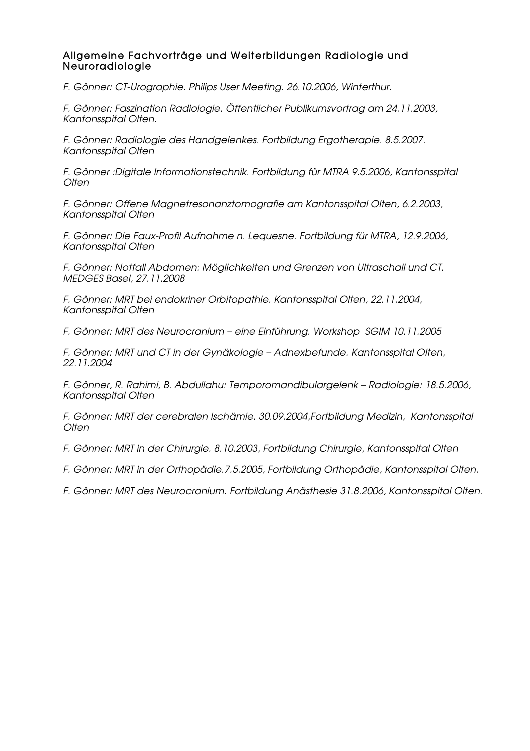## Allgemeine Fachvorträge und Weiterbildungen Radiologie und Neuroradiologie

*F. Gönner: CT-Urographie. Philips User Meeting. 26.10.2006, Winterthur.*

*F. Gönner: Faszination Radiologie. Öffentlicher Publikumsvortrag am 24.11.2003, Kantonsspital Olten.*

*F. Gönner: Radiologie des Handgelenkes. Fortbildung Ergotherapie. 8.5.2007. Kantonsspital Olten*

*F. Gönner :Digitale Informationstechnik. Fortbildung für MTRA 9.5.2006, Kantonsspital Olten*

*F. Gönner: Offene Magnetresonanztomografie am Kantonsspital Olten, 6.2.2003, Kantonsspital Olten*

*F. Gönner: Die Faux-Profil Aufnahme n. Lequesne. Fortbildung für MTRA, 12.9.2006, Kantonsspital Olten*

*F. Gönner: Notfall Abdomen: Möglichkeiten und Grenzen von Ultraschall und CT. MEDGES Basel, 27.11.2008*

*F. Gönner: MRT bei endokriner Orbitopathie. Kantonsspital Olten, 22.11.2004, Kantonsspital Olten*

*F. Gönner: MRT des Neurocranium – eine Einführung. Workshop SGIM 10.11.2005*

*F. Gönner: MRT und CT in der Gynäkologie – Adnexbefunde. Kantonsspital Olten, 22.11.2004*

*F. Gönner, R. Rahimi, B. Abdullahu: Temporomandibulargelenk – Radiologie: 18.5.2006, Kantonsspital Olten*

*F. Gönner: MRT der cerebralen Ischämie. 30.09.2004,Fortbildung Medizin, Kantonsspital Olten*

*F. Gönner: MRT in der Chirurgie. 8.10.2003, Fortbildung Chirurgie, Kantonsspital Olten*

*F. Gönner: MRT in der Orthopädie.7.5.2005, Fortbildung Orthopädie, Kantonsspital Olten.*

*F. Gönner: MRT des Neurocranium. Fortbildung Anästhesie 31.8.2006, Kantonsspital Olten.*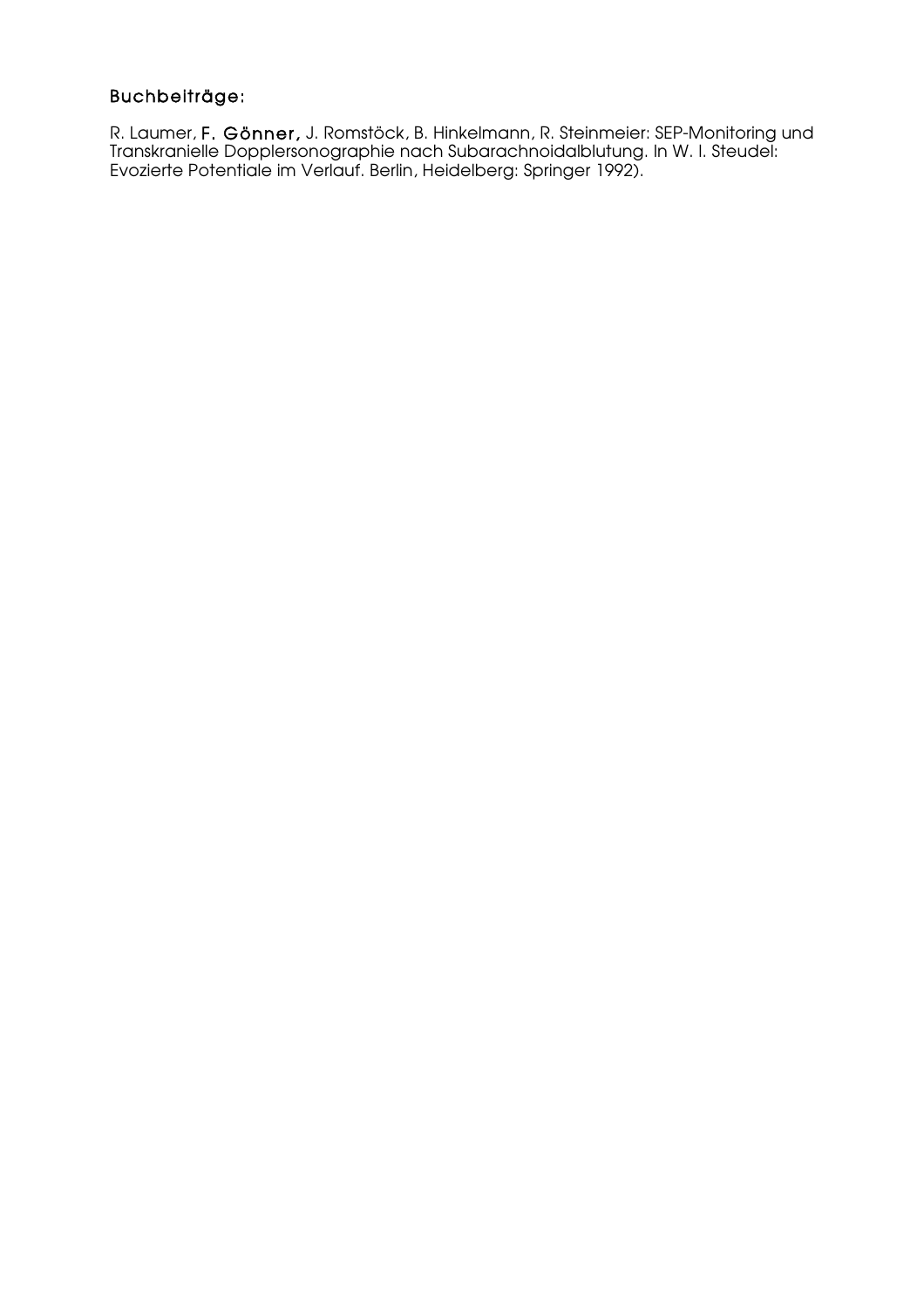### Buchbeiträge:

R. Laumer, **F. Gönner,** J. Romstöck, B. Hinkelmann, R. Steinmeier: SEP-Monitoring und Transkranielle Dopplersonographie nach Subarachnoidalblutung. In W. I. Steudel: Evozierte Potentiale im Verlauf. Berlin, Heidelberg: Springer 1992).